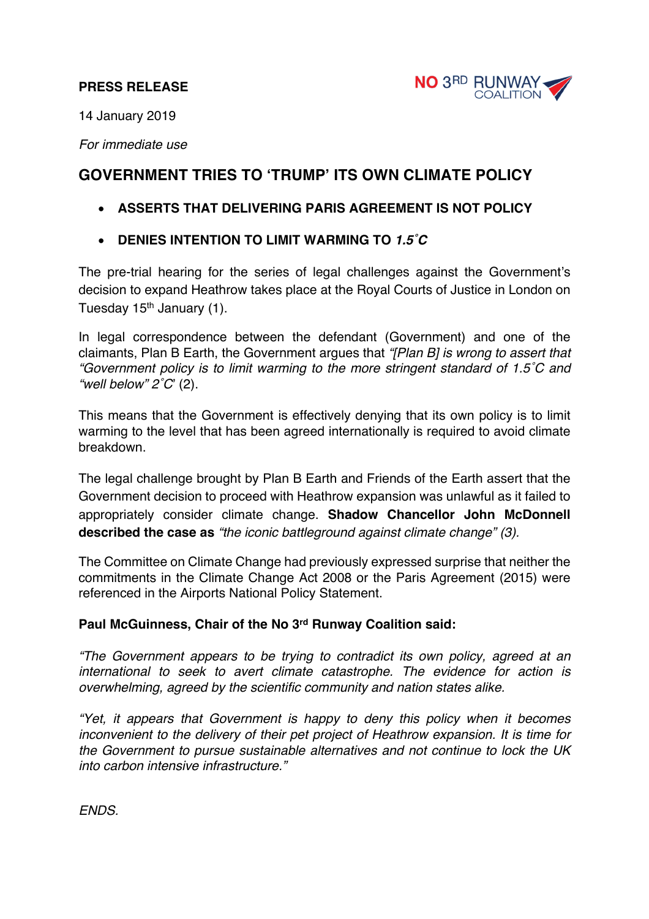**PRESS RELEASE**

NO 3RD RUNWAY COALITION

14 January 2019

*For immediate use*

## GOVERNMENT TRIES TO 'TRUMP' ITS OWN CLIMATE POLICY

- **ASSERTS THAT DELIVERING PARIS AGREEMENT IS NOT POLICY**
- **DENIES INTENTION TO LIMIT WARMING TO *1.5˚C***

The pre-trial hearing for the series of legal challenges against the Government's decision to expand Heathrow takes place at the Royal Courts of Justice in London on Tuesday 15th January (1).

In legal correspondence between the defendant (Government) and one of the claimants, Plan B Earth, the Government argues that *"[Plan B] is wrong to assert that "Government policy is to limit warming to the more stringent standard of 1.5˚C and "well below" 2˚C*' (2).

This means that the Government is effectively denying that its own policy is to limit warming to the level that has been agreed internationally is required to avoid climate breakdown.

The legal challenge brought by Plan B Earth and Friends of the Earth assert that the Government decision to proceed with Heathrow expansion was unlawful as it failed to appropriately consider climate change. **Shadow Chancellor John McDonnell described the case as** *"the iconic battleground against climate change" (3).*

The Committee on Climate Change had previously expressed surprise that neither the commitments in the Climate Change Act 2008 or the Paris Agreement (2015) were referenced in the Airports National Policy Statement.

**Paul McGuinness, Chair of the No 3rd Runway Coalition said:**

*"The Government appears to be trying to contradict its own policy, agreed at an international to seek to avert climate catastrophe. The evidence for action is overwhelming, agreed by the scientific community and nation states alike.*

*"Yet, it appears that Government is happy to deny this policy when it becomes inconvenient to the delivery of their pet project of Heathrow expansion. It is time for the Government to pursue sustainable alternatives and not continue to lock the UK into carbon intensive infrastructure."*

*ENDS.*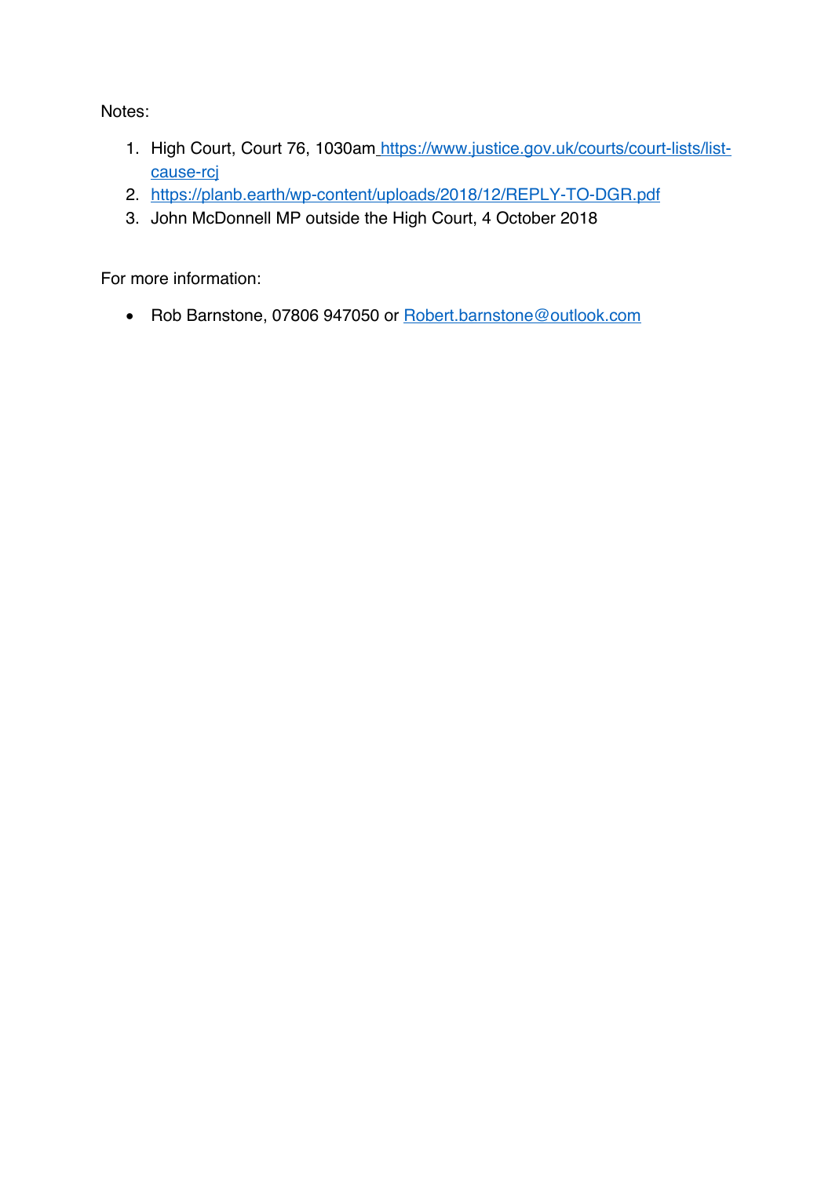Notes:

1. High Court, Court 76, 1030am https://www.justice.gov.uk/courts/court-lists/list-cause-rcj
2. https://planb.earth/wp-content/uploads/2018/12/REPLY-TO-DGR.pdf
3. John McDonnell MP outside the High Court, 4 October 2018

For more information:

- Rob Barnstone, 07806 947050 or Robert.barnstone@outlook.com